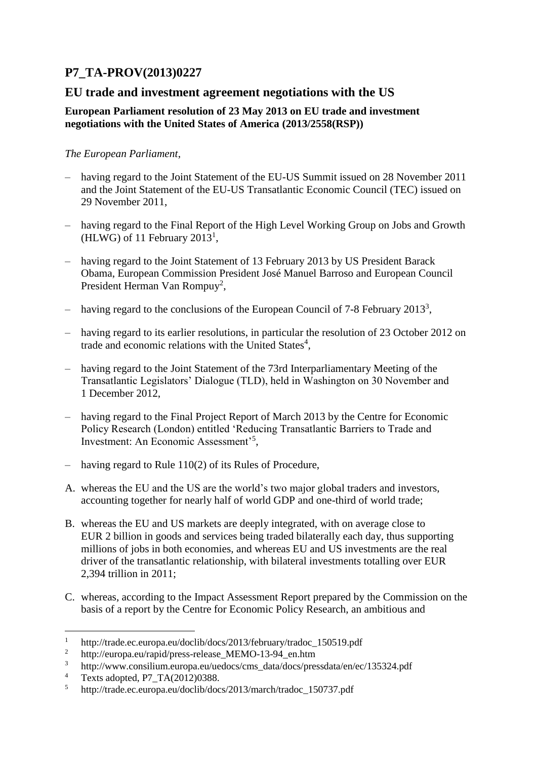# P7_TA-PROV(2013)0227

## EU trade and investment agreement negotiations with the US

**European Parliament resolution of 23 May 2013 on EU trade and investment negotiations with the United States of America (2013/2558(RSP))**

*The European Parliament*,

- having regard to the Joint Statement of the EU-US Summit issued on 28 November 2011 and the Joint Statement of the EU-US Transatlantic Economic Council (TEC) issued on 29 November 2011,
- having regard to the Final Report of the High Level Working Group on Jobs and Growth (HLWG) of 11 February 2013[1],
- having regard to the Joint Statement of 13 February 2013 by US President Barack Obama, European Commission President José Manuel Barroso and European Council President Herman Van Rompuy[2],
- having regard to the conclusions of the European Council of 7-8 February 2013[3],
- having regard to its earlier resolutions, in particular the resolution of 23 October 2012 on trade and economic relations with the United States[4],
- having regard to the Joint Statement of the 73rd Interparliamentary Meeting of the Transatlantic Legislators' Dialogue (TLD), held in Washington on 30 November and 1 December 2012,
- having regard to the Final Project Report of March 2013 by the Centre for Economic Policy Research (London) entitled 'Reducing Transatlantic Barriers to Trade and Investment: An Economic Assessment'[5],
- having regard to Rule 110(2) of its Rules of Procedure,

A. whereas the EU and the US are the world's two major global traders and investors, accounting together for nearly half of world GDP and one-third of world trade;

B. whereas the EU and US markets are deeply integrated, with on average close to EUR 2 billion in goods and services being traded bilaterally each day, thus supporting millions of jobs in both economies, and whereas EU and US investments are the real driver of the transatlantic relationship, with bilateral investments totalling over EUR 2,394 trillion in 2011;

C. whereas, according to the Impact Assessment Report prepared by the Commission on the basis of a report by the Centre for Economic Policy Research, an ambitious and

---

[1] http://trade.ec.europa.eu/doclib/docs/2013/february/tradoc_150519.pdf
[2] http://europa.eu/rapid/press-release_MEMO-13-94_en.htm
[3] http://www.consilium.europa.eu/uedocs/cms_data/docs/pressdata/en/ec/135324.pdf
[4] Texts adopted, P7_TA(2012)0388.
[5] http://trade.ec.europa.eu/doclib/docs/2013/march/tradoc_150737.pdf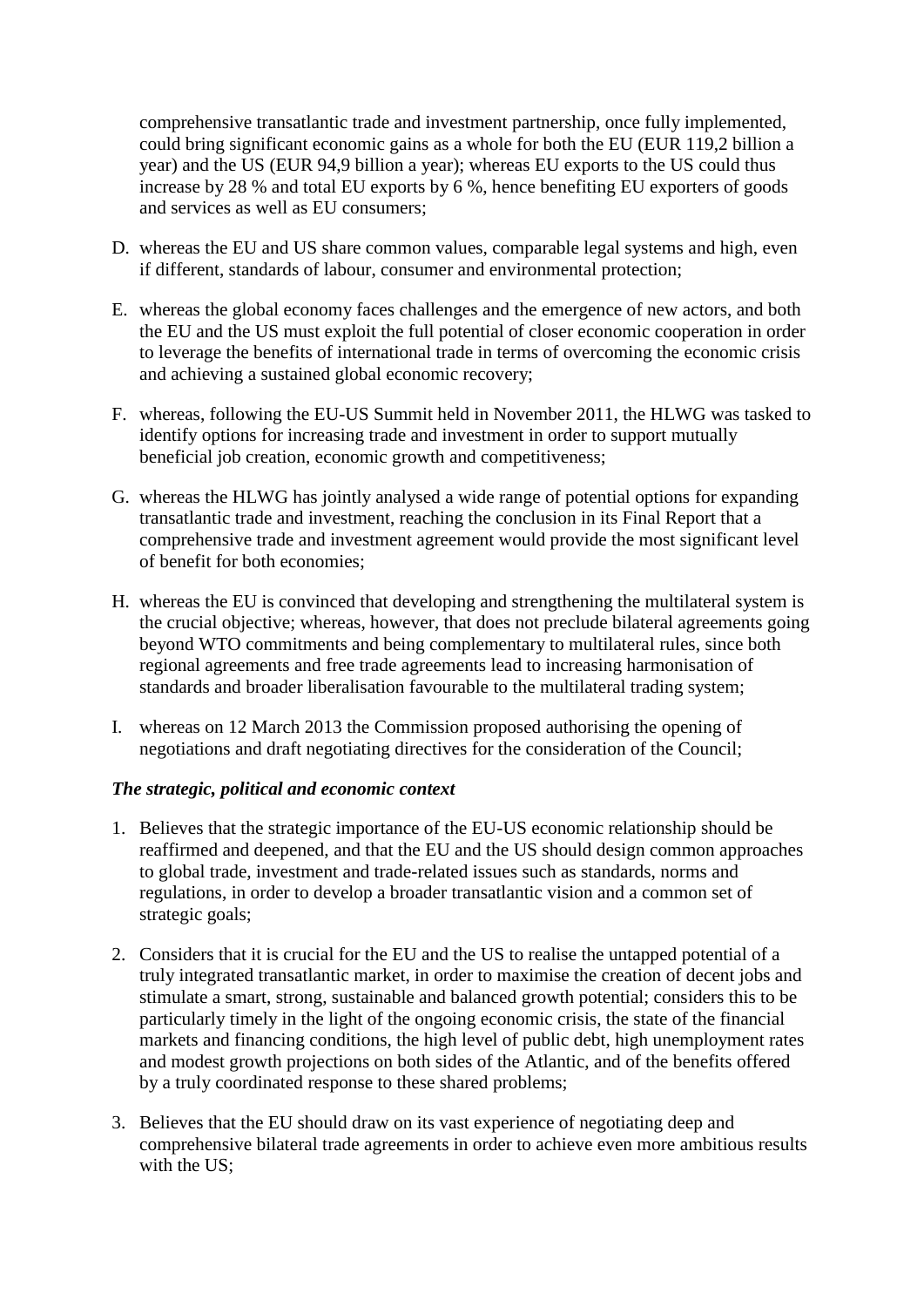comprehensive transatlantic trade and investment partnership, once fully implemented, could bring significant economic gains as a whole for both the EU (EUR 119,2 billion a year) and the US (EUR 94,9 billion a year); whereas EU exports to the US could thus increase by 28 % and total EU exports by 6 %, hence benefiting EU exporters of goods and services as well as EU consumers;

D. whereas the EU and US share common values, comparable legal systems and high, even if different, standards of labour, consumer and environmental protection;

E. whereas the global economy faces challenges and the emergence of new actors, and both the EU and the US must exploit the full potential of closer economic cooperation in order to leverage the benefits of international trade in terms of overcoming the economic crisis and achieving a sustained global economic recovery;

F. whereas, following the EU-US Summit held in November 2011, the HLWG was tasked to identify options for increasing trade and investment in order to support mutually beneficial job creation, economic growth and competitiveness;

G. whereas the HLWG has jointly analysed a wide range of potential options for expanding transatlantic trade and investment, reaching the conclusion in its Final Report that a comprehensive trade and investment agreement would provide the most significant level of benefit for both economies;

H. whereas the EU is convinced that developing and strengthening the multilateral system is the crucial objective; whereas, however, that does not preclude bilateral agreements going beyond WTO commitments and being complementary to multilateral rules, since both regional agreements and free trade agreements lead to increasing harmonisation of standards and broader liberalisation favourable to the multilateral trading system;

I. whereas on 12 March 2013 the Commission proposed authorising the opening of negotiations and draft negotiating directives for the consideration of the Council;

***The strategic, political and economic context***

1. Believes that the strategic importance of the EU-US economic relationship should be reaffirmed and deepened, and that the EU and the US should design common approaches to global trade, investment and trade-related issues such as standards, norms and regulations, in order to develop a broader transatlantic vision and a common set of strategic goals;

2. Considers that it is crucial for the EU and the US to realise the untapped potential of a truly integrated transatlantic market, in order to maximise the creation of decent jobs and stimulate a smart, strong, sustainable and balanced growth potential; considers this to be particularly timely in the light of the ongoing economic crisis, the state of the financial markets and financing conditions, the high level of public debt, high unemployment rates and modest growth projections on both sides of the Atlantic, and of the benefits offered by a truly coordinated response to these shared problems;

3. Believes that the EU should draw on its vast experience of negotiating deep and comprehensive bilateral trade agreements in order to achieve even more ambitious results with the US;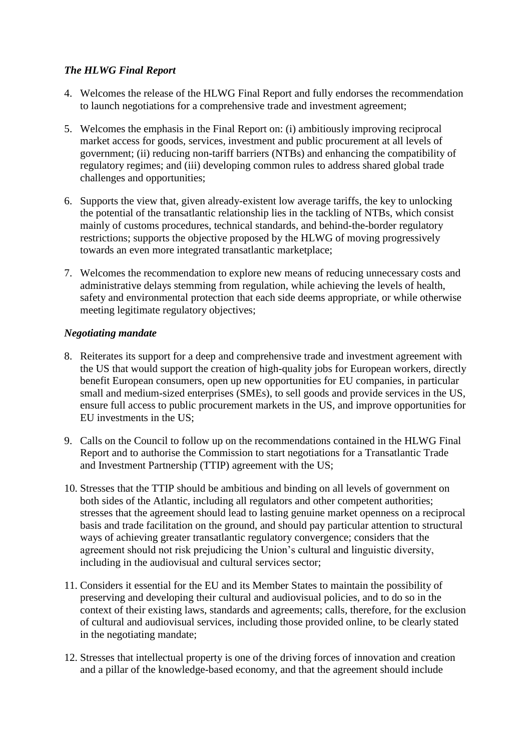### *The HLWG Final Report*

4. Welcomes the release of the HLWG Final Report and fully endorses the recommendation to launch negotiations for a comprehensive trade and investment agreement;

5. Welcomes the emphasis in the Final Report on: (i) ambitiously improving reciprocal market access for goods, services, investment and public procurement at all levels of government; (ii) reducing non-tariff barriers (NTBs) and enhancing the compatibility of regulatory regimes; and (iii) developing common rules to address shared global trade challenges and opportunities;

6. Supports the view that, given already-existent low average tariffs, the key to unlocking the potential of the transatlantic relationship lies in the tackling of NTBs, which consist mainly of customs procedures, technical standards, and behind-the-border regulatory restrictions; supports the objective proposed by the HLWG of moving progressively towards an even more integrated transatlantic marketplace;

7. Welcomes the recommendation to explore new means of reducing unnecessary costs and administrative delays stemming from regulation, while achieving the levels of health, safety and environmental protection that each side deems appropriate, or while otherwise meeting legitimate regulatory objectives;

### *Negotiating mandate*

8. Reiterates its support for a deep and comprehensive trade and investment agreement with the US that would support the creation of high-quality jobs for European workers, directly benefit European consumers, open up new opportunities for EU companies, in particular small and medium-sized enterprises (SMEs), to sell goods and provide services in the US, ensure full access to public procurement markets in the US, and improve opportunities for EU investments in the US;

9. Calls on the Council to follow up on the recommendations contained in the HLWG Final Report and to authorise the Commission to start negotiations for a Transatlantic Trade and Investment Partnership (TTIP) agreement with the US;

10. Stresses that the TTIP should be ambitious and binding on all levels of government on both sides of the Atlantic, including all regulators and other competent authorities; stresses that the agreement should lead to lasting genuine market openness on a reciprocal basis and trade facilitation on the ground, and should pay particular attention to structural ways of achieving greater transatlantic regulatory convergence; considers that the agreement should not risk prejudicing the Union's cultural and linguistic diversity, including in the audiovisual and cultural services sector;

11. Considers it essential for the EU and its Member States to maintain the possibility of preserving and developing their cultural and audiovisual policies, and to do so in the context of their existing laws, standards and agreements; calls, therefore, for the exclusion of cultural and audiovisual services, including those provided online, to be clearly stated in the negotiating mandate;

12. Stresses that intellectual property is one of the driving forces of innovation and creation and a pillar of the knowledge-based economy, and that the agreement should include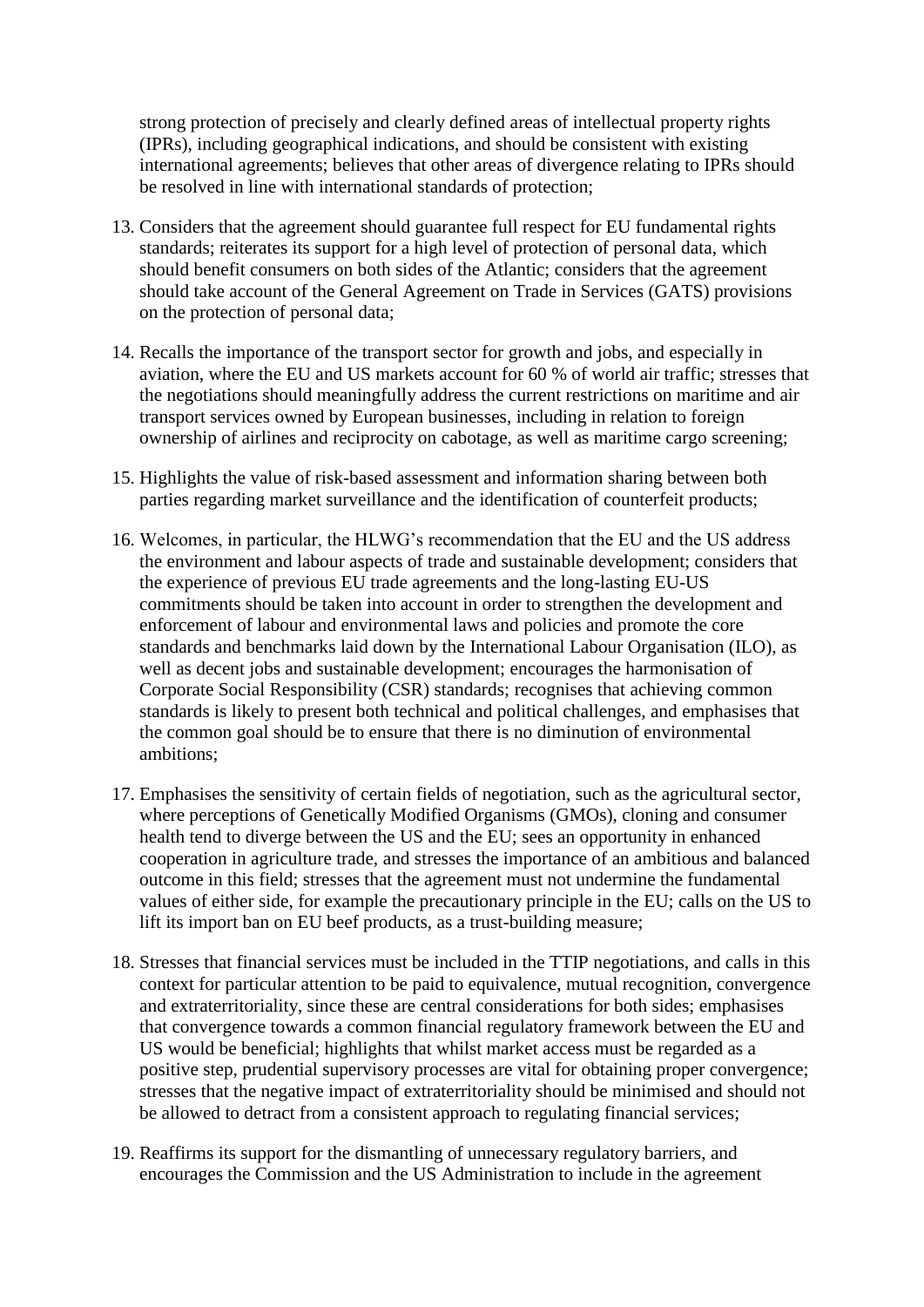strong protection of precisely and clearly defined areas of intellectual property rights (IPRs), including geographical indications, and should be consistent with existing international agreements; believes that other areas of divergence relating to IPRs should be resolved in line with international standards of protection;

13. Considers that the agreement should guarantee full respect for EU fundamental rights standards; reiterates its support for a high level of protection of personal data, which should benefit consumers on both sides of the Atlantic; considers that the agreement should take account of the General Agreement on Trade in Services (GATS) provisions on the protection of personal data;

14. Recalls the importance of the transport sector for growth and jobs, and especially in aviation, where the EU and US markets account for 60 % of world air traffic; stresses that the negotiations should meaningfully address the current restrictions on maritime and air transport services owned by European businesses, including in relation to foreign ownership of airlines and reciprocity on cabotage, as well as maritime cargo screening;

15. Highlights the value of risk-based assessment and information sharing between both parties regarding market surveillance and the identification of counterfeit products;

16. Welcomes, in particular, the HLWG's recommendation that the EU and the US address the environment and labour aspects of trade and sustainable development; considers that the experience of previous EU trade agreements and the long-lasting EU-US commitments should be taken into account in order to strengthen the development and enforcement of labour and environmental laws and policies and promote the core standards and benchmarks laid down by the International Labour Organisation (ILO), as well as decent jobs and sustainable development; encourages the harmonisation of Corporate Social Responsibility (CSR) standards; recognises that achieving common standards is likely to present both technical and political challenges, and emphasises that the common goal should be to ensure that there is no diminution of environmental ambitions;

17. Emphasises the sensitivity of certain fields of negotiation, such as the agricultural sector, where perceptions of Genetically Modified Organisms (GMOs), cloning and consumer health tend to diverge between the US and the EU; sees an opportunity in enhanced cooperation in agriculture trade, and stresses the importance of an ambitious and balanced outcome in this field; stresses that the agreement must not undermine the fundamental values of either side, for example the precautionary principle in the EU; calls on the US to lift its import ban on EU beef products, as a trust-building measure;

18. Stresses that financial services must be included in the TTIP negotiations, and calls in this context for particular attention to be paid to equivalence, mutual recognition, convergence and extraterritoriality, since these are central considerations for both sides; emphasises that convergence towards a common financial regulatory framework between the EU and US would be beneficial; highlights that whilst market access must be regarded as a positive step, prudential supervisory processes are vital for obtaining proper convergence; stresses that the negative impact of extraterritoriality should be minimised and should not be allowed to detract from a consistent approach to regulating financial services;

19. Reaffirms its support for the dismantling of unnecessary regulatory barriers, and encourages the Commission and the US Administration to include in the agreement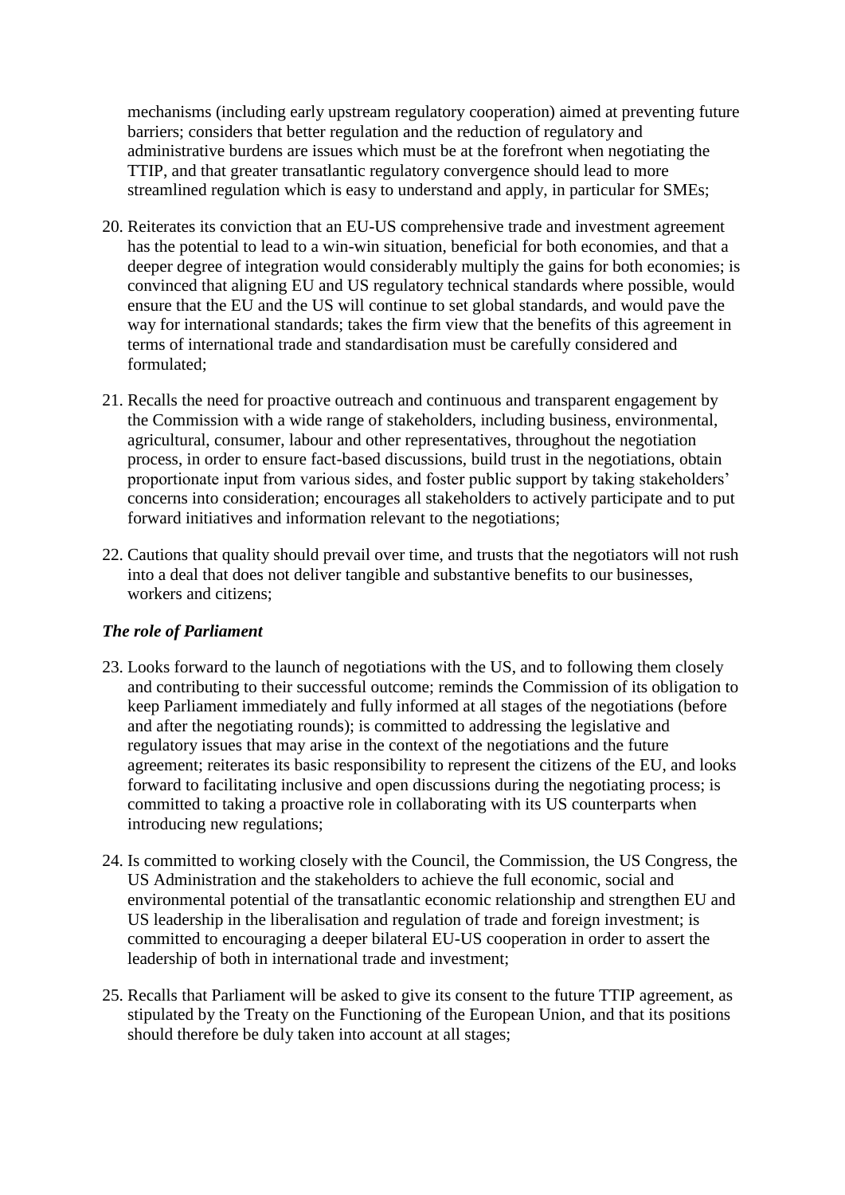mechanisms (including early upstream regulatory cooperation) aimed at preventing future barriers; considers that better regulation and the reduction of regulatory and administrative burdens are issues which must be at the forefront when negotiating the TTIP, and that greater transatlantic regulatory convergence should lead to more streamlined regulation which is easy to understand and apply, in particular for SMEs;

20. Reiterates its conviction that an EU-US comprehensive trade and investment agreement has the potential to lead to a win-win situation, beneficial for both economies, and that a deeper degree of integration would considerably multiply the gains for both economies; is convinced that aligning EU and US regulatory technical standards where possible, would ensure that the EU and the US will continue to set global standards, and would pave the way for international standards; takes the firm view that the benefits of this agreement in terms of international trade and standardisation must be carefully considered and formulated;

21. Recalls the need for proactive outreach and continuous and transparent engagement by the Commission with a wide range of stakeholders, including business, environmental, agricultural, consumer, labour and other representatives, throughout the negotiation process, in order to ensure fact-based discussions, build trust in the negotiations, obtain proportionate input from various sides, and foster public support by taking stakeholders' concerns into consideration; encourages all stakeholders to actively participate and to put forward initiatives and information relevant to the negotiations;

22. Cautions that quality should prevail over time, and trusts that the negotiators will not rush into a deal that does not deliver tangible and substantive benefits to our businesses, workers and citizens;

***The role of Parliament***

23. Looks forward to the launch of negotiations with the US, and to following them closely and contributing to their successful outcome; reminds the Commission of its obligation to keep Parliament immediately and fully informed at all stages of the negotiations (before and after the negotiating rounds); is committed to addressing the legislative and regulatory issues that may arise in the context of the negotiations and the future agreement; reiterates its basic responsibility to represent the citizens of the EU, and looks forward to facilitating inclusive and open discussions during the negotiating process; is committed to taking a proactive role in collaborating with its US counterparts when introducing new regulations;

24. Is committed to working closely with the Council, the Commission, the US Congress, the US Administration and the stakeholders to achieve the full economic, social and environmental potential of the transatlantic economic relationship and strengthen EU and US leadership in the liberalisation and regulation of trade and foreign investment; is committed to encouraging a deeper bilateral EU-US cooperation in order to assert the leadership of both in international trade and investment;

25. Recalls that Parliament will be asked to give its consent to the future TTIP agreement, as stipulated by the Treaty on the Functioning of the European Union, and that its positions should therefore be duly taken into account at all stages;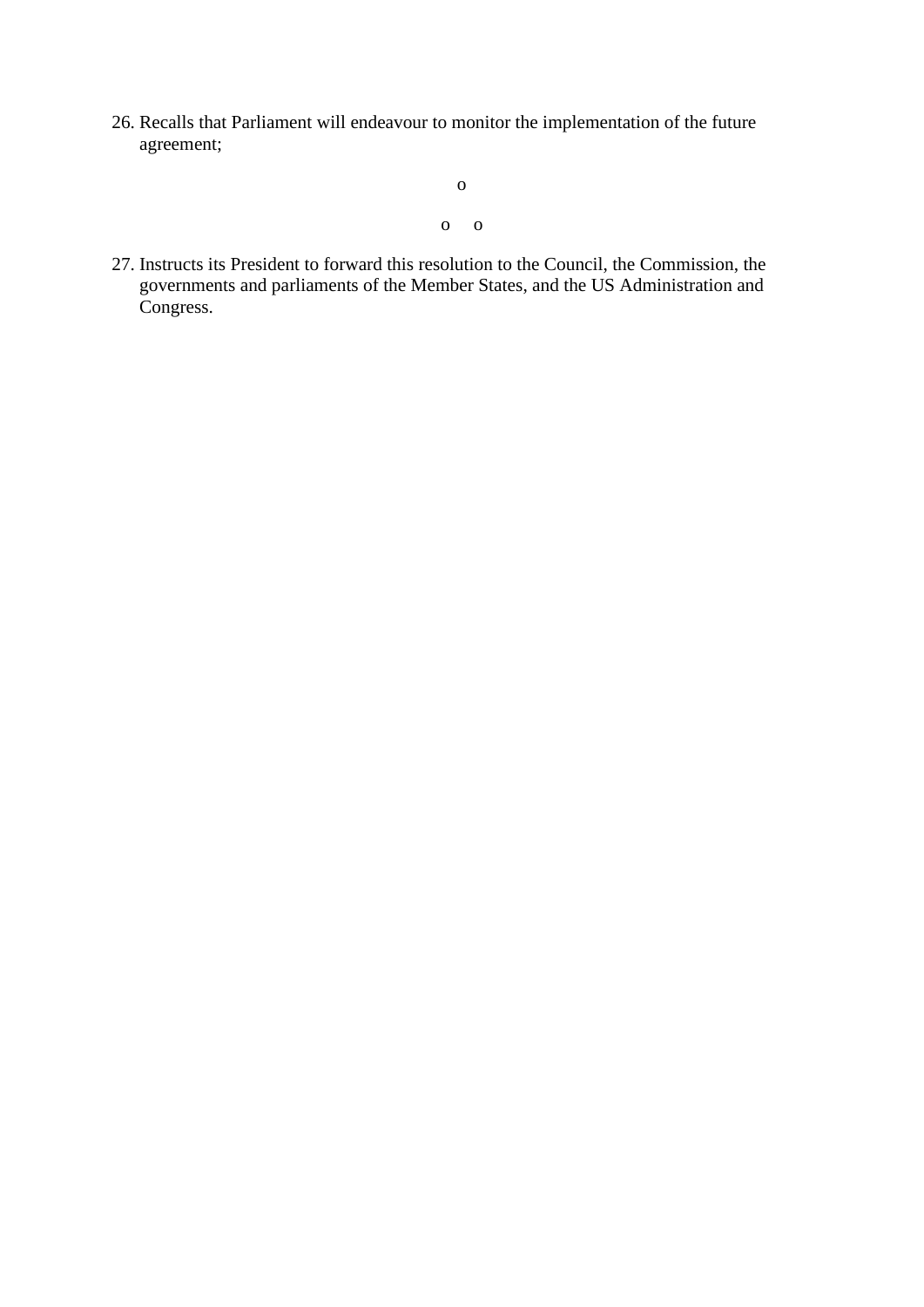26. Recalls that Parliament will endeavour to monitor the implementation of the future agreement;

o

o o

27. Instructs its President to forward this resolution to the Council, the Commission, the governments and parliaments of the Member States, and the US Administration and Congress.